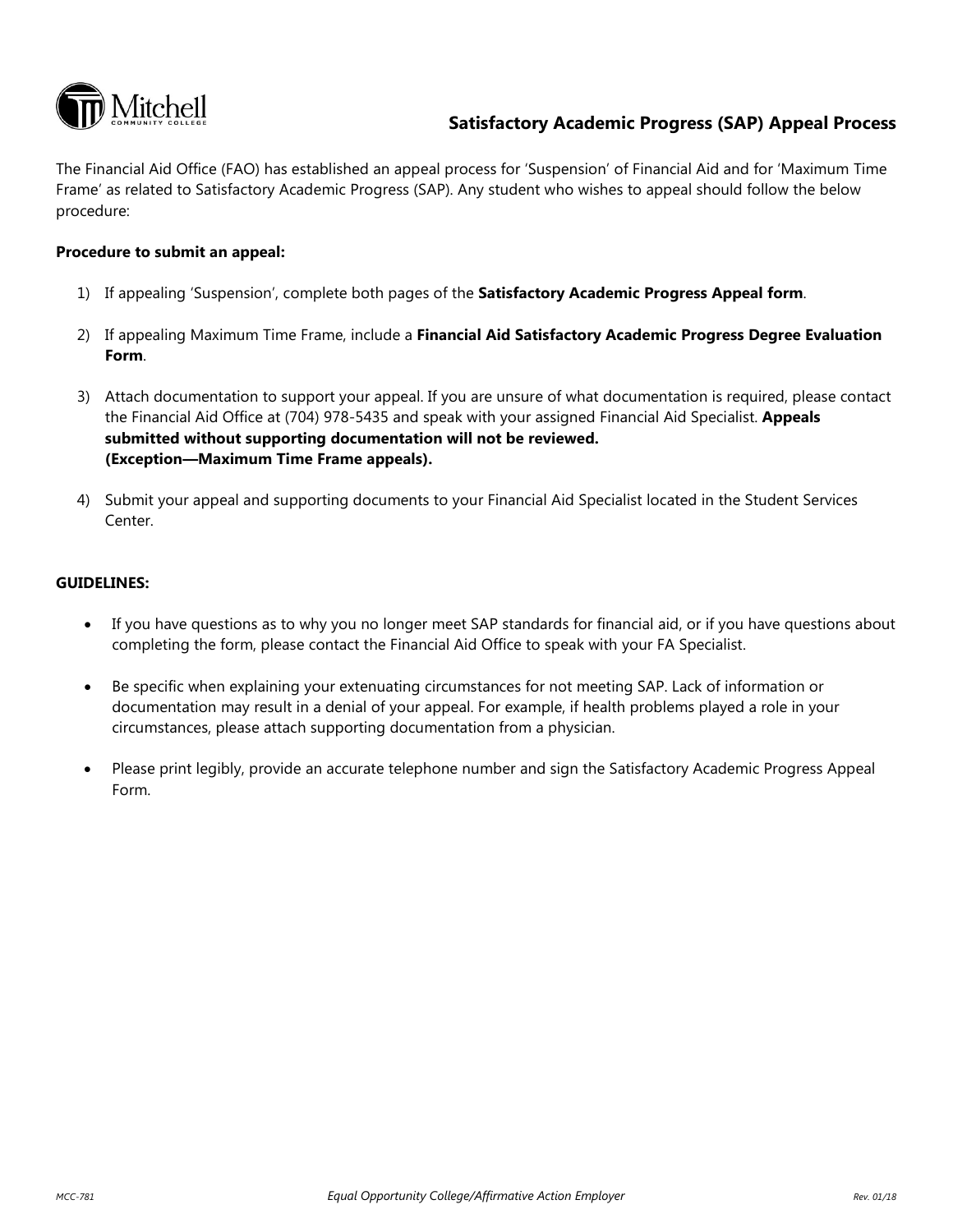# Satisfactory Academic Progress (SAP) Appeal Process

The Financial Aid Office (FAO) has established an appeal process for 'Suspension' of Financial Aid and for 'Maximum Time Frame' as related to Satisfactory Academic Progress (SAP). Any student who wishes to appeal should follow the below procedure:

**Procedure to submit an appeal:**

1) If appealing 'Suspension', complete both pages of the **Satisfactory Academic Progress Appeal form**.

2) If appealing Maximum Time Frame, include a **Financial Aid Satisfactory Academic Progress Degree Evaluation Form**.

3) Attach documentation to support your appeal. If you are unsure of what documentation is required, please contact the Financial Aid Office at (704) 978-5435 and speak with your assigned Financial Aid Specialist. **Appeals submitted without supporting documentation will not be reviewed. (Exception—Maximum Time Frame appeals).**

4) Submit your appeal and supporting documents to your Financial Aid Specialist located in the Student Services Center.

**GUIDELINES:**

- If you have questions as to why you no longer meet SAP standards for financial aid, or if you have questions about completing the form, please contact the Financial Aid Office to speak with your FA Specialist.
- Be specific when explaining your extenuating circumstances for not meeting SAP. Lack of information or documentation may result in a denial of your appeal. For example, if health problems played a role in your circumstances, please attach supporting documentation from a physician.
- Please print legibly, provide an accurate telephone number and sign the Satisfactory Academic Progress Appeal Form.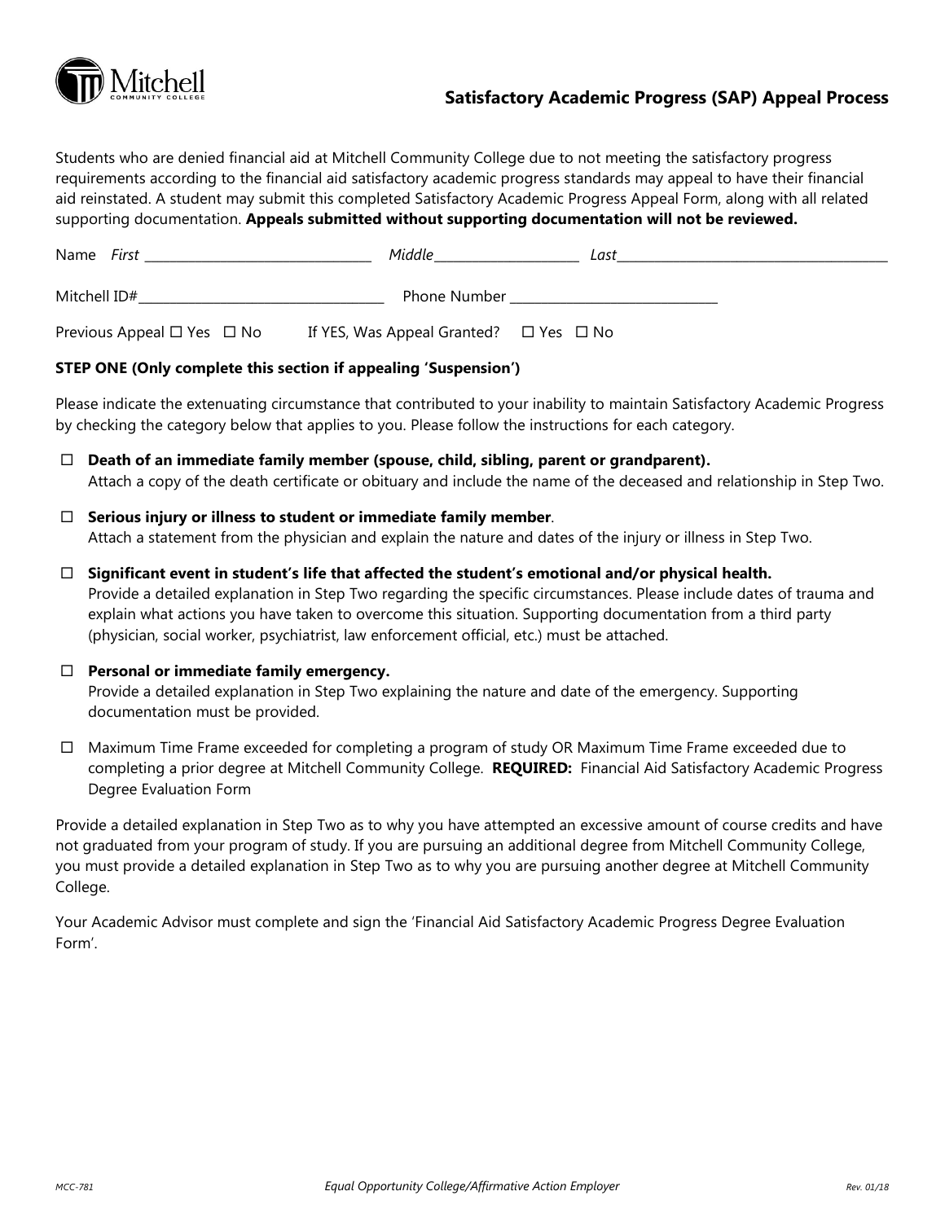## Satisfactory Academic Progress (SAP) Appeal Process

Students who are denied financial aid at Mitchell Community College due to not meeting the satisfactory progress requirements according to the financial aid satisfactory academic progress standards may appeal to have their financial aid reinstated. A student may submit this completed Satisfactory Academic Progress Appeal Form, along with all related supporting documentation. **Appeals submitted without supporting documentation will not be reviewed.**

Name *First* ________________________________ *Middle* ____________________ *Last* ________________________________________

Mitchell ID# ___________________________________ Phone Number _____________________________

Previous Appeal ☐ Yes ☐ No If YES, Was Appeal Granted? ☐ Yes ☐ No

**STEP ONE (Only complete this section if appealing 'Suspension')**

Please indicate the extenuating circumstance that contributed to your inability to maintain Satisfactory Academic Progress by checking the category below that applies to you. Please follow the instructions for each category.

☐ **Death of an immediate family member (spouse, child, sibling, parent or grandparent).**
Attach a copy of the death certificate or obituary and include the name of the deceased and relationship in Step Two.

☐ **Serious injury or illness to student or immediate family member**.
Attach a statement from the physician and explain the nature and dates of the injury or illness in Step Two.

☐ **Significant event in student's life that affected the student's emotional and/or physical health.**
Provide a detailed explanation in Step Two regarding the specific circumstances. Please include dates of trauma and explain what actions you have taken to overcome this situation. Supporting documentation from a third party (physician, social worker, psychiatrist, law enforcement official, etc.) must be attached.

☐ **Personal or immediate family emergency.**
Provide a detailed explanation in Step Two explaining the nature and date of the emergency. Supporting documentation must be provided.

☐ Maximum Time Frame exceeded for completing a program of study OR Maximum Time Frame exceeded due to completing a prior degree at Mitchell Community College. **REQUIRED:** Financial Aid Satisfactory Academic Progress Degree Evaluation Form

Provide a detailed explanation in Step Two as to why you have attempted an excessive amount of course credits and have not graduated from your program of study. If you are pursuing an additional degree from Mitchell Community College, you must provide a detailed explanation in Step Two as to why you are pursuing another degree at Mitchell Community College.

Your Academic Advisor must complete and sign the 'Financial Aid Satisfactory Academic Progress Degree Evaluation Form'.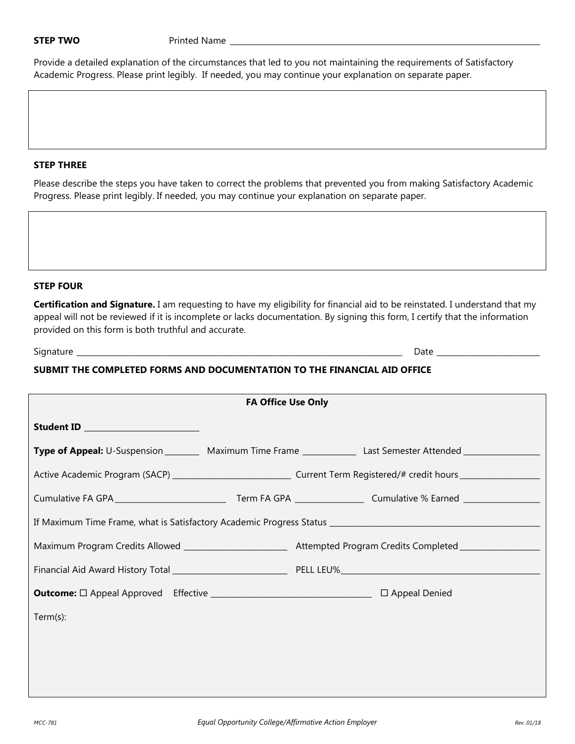**STEP TWO** Printed Name ____________________________________________

Provide a detailed explanation of the circumstances that led to you not maintaining the requirements of Satisfactory Academic Progress. Please print legibly. If needed, you may continue your explanation on separate paper.

| |
|---|
| |

**STEP THREE**

Please describe the steps you have taken to correct the problems that prevented you from making Satisfactory Academic Progress. Please print legibly. If needed, you may continue your explanation on separate paper.

| |
|---|
| |

**STEP FOUR**

**Certification and Signature.** I am requesting to have my eligibility for financial aid to be reinstated. I understand that my appeal will not be reviewed if it is incomplete or lacks documentation. By signing this form, I certify that the information provided on this form is both truthful and accurate.

Signature ________________________________________________ Date ____________________

**SUBMIT THE COMPLETED FORMS AND DOCUMENTATION TO THE FINANCIAL AID OFFICE**

**FA Office Use Only**

**Student ID** ____________________

**Type of Appeal:** U-Suspension ________ Maximum Time Frame ____________ Last Semester Attended ________________

Active Academic Program (SACP) ____________________ Current Term Registered/# credit hours ________________

Cumulative FA GPA ____________________ Term FA GPA ______________ Cumulative % Earned ________________

If Maximum Time Frame, what is Satisfactory Academic Progress Status ________________________________________

Maximum Program Credits Allowed ____________________ Attempted Program Credits Completed ________________

Financial Aid Award History Total ____________________ PELL LEU%________________________________________

**Outcome:** ☐ Appeal Approved Effective ______________________________ ☐ Appeal Denied

Term(s):

MCC-781 *Equal Opportunity College/Affirmative Action Employer* Rev. 01/18